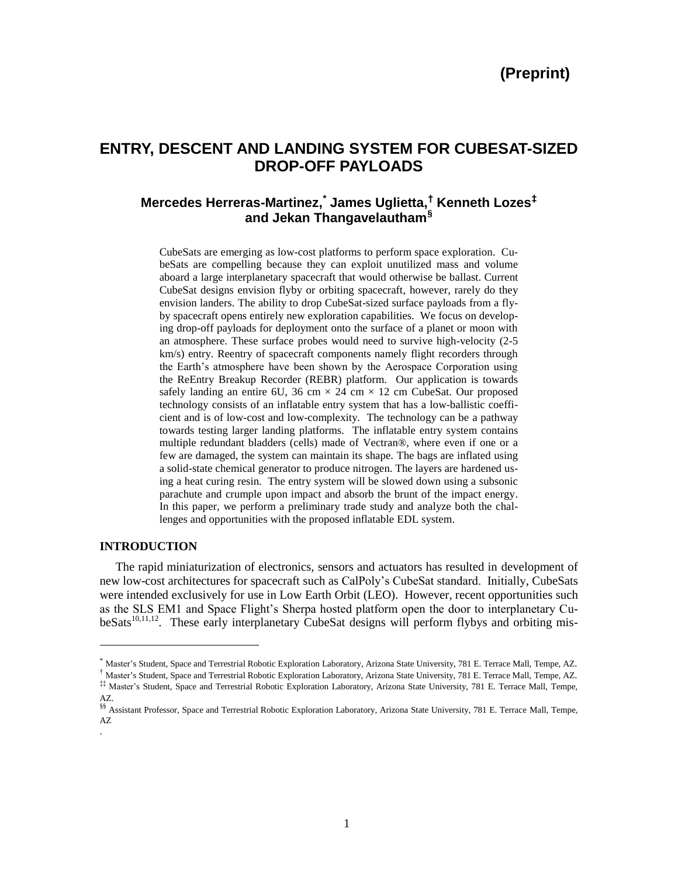(Preprint)

# ENTRY, DESCENT AND LANDING SYSTEM FOR CUBESAT-SIZED DROP-OFF PAYLOADS

## Mercedes Herreras-Martinez,[*] James Uglietta,[†] Kenneth Lozes[‡] and Jekan Thangavelautham[§]

CubeSats are emerging as low-cost platforms to perform space exploration. CubeSats are compelling because they can exploit unutilized mass and volume aboard a large interplanetary spacecraft that would otherwise be ballast. Current CubeSat designs envision flyby or orbiting spacecraft, however, rarely do they envision landers. The ability to drop CubeSat-sized surface payloads from a flyby spacecraft opens entirely new exploration capabilities. We focus on developing drop-off payloads for deployment onto the surface of a planet or moon with an atmosphere. These surface probes would need to survive high-velocity (2-5 km/s) entry. Reentry of spacecraft components namely flight recorders through the Earth's atmosphere have been shown by the Aerospace Corporation using the ReEntry Breakup Recorder (REBR) platform. Our application is towards safely landing an entire 6U, 36 cm × 24 cm × 12 cm CubeSat. Our proposed technology consists of an inflatable entry system that has a low-ballistic coefficient and is of low-cost and low-complexity. The technology can be a pathway towards testing larger landing platforms. The inflatable entry system contains multiple redundant bladders (cells) made of Vectran®, where even if one or a few are damaged, the system can maintain its shape. The bags are inflated using a solid-state chemical generator to produce nitrogen. The layers are hardened using a heat curing resin. The entry system will be slowed down using a subsonic parachute and crumple upon impact and absorb the brunt of the impact energy. In this paper, we perform a preliminary trade study and analyze both the challenges and opportunities with the proposed inflatable EDL system.

## INTRODUCTION

The rapid miniaturization of electronics, sensors and actuators has resulted in development of new low-cost architectures for spacecraft such as CalPoly's CubeSat standard. Initially, CubeSats were intended exclusively for use in Low Earth Orbit (LEO). However, recent opportunities such as the SLS EM1 and Space Flight's Sherpa hosted platform open the door to interplanetary CubeSats[10,11,12]. These early interplanetary CubeSat designs will perform flybys and orbiting mis-

---

[*] Master's Student, Space and Terrestrial Robotic Exploration Laboratory, Arizona State University, 781 E. Terrace Mall, Tempe, AZ.

[†] Master's Student, Space and Terrestrial Robotic Exploration Laboratory, Arizona State University, 781 E. Terrace Mall, Tempe, AZ.

[‡‡] Master's Student, Space and Terrestrial Robotic Exploration Laboratory, Arizona State University, 781 E. Terrace Mall, Tempe, AZ.

[§§] Assistant Professor, Space and Terrestrial Robotic Exploration Laboratory, Arizona State University, 781 E. Terrace Mall, Tempe, AZ

.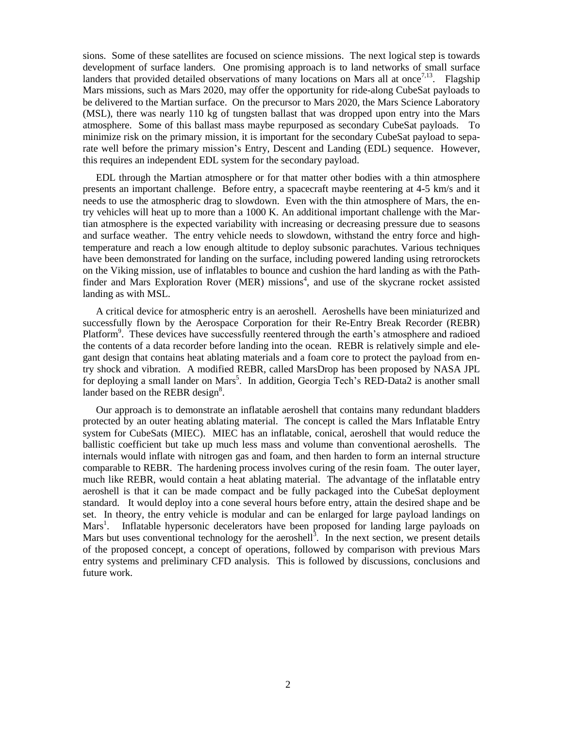sions. Some of these satellites are focused on science missions. The next logical step is towards development of surface landers. One promising approach is to land networks of small surface landers that provided detailed observations of many locations on Mars all at once[7,13]. Flagship Mars missions, such as Mars 2020, may offer the opportunity for ride-along CubeSat payloads to be delivered to the Martian surface. On the precursor to Mars 2020, the Mars Science Laboratory (MSL), there was nearly 110 kg of tungsten ballast that was dropped upon entry into the Mars atmosphere. Some of this ballast mass maybe repurposed as secondary CubeSat payloads. To minimize risk on the primary mission, it is important for the secondary CubeSat payload to separate well before the primary mission's Entry, Descent and Landing (EDL) sequence. However, this requires an independent EDL system for the secondary payload.

EDL through the Martian atmosphere or for that matter other bodies with a thin atmosphere presents an important challenge. Before entry, a spacecraft maybe reentering at 4-5 km/s and it needs to use the atmospheric drag to slowdown. Even with the thin atmosphere of Mars, the entry vehicles will heat up to more than a 1000 K. An additional important challenge with the Martian atmosphere is the expected variability with increasing or decreasing pressure due to seasons and surface weather. The entry vehicle needs to slowdown, withstand the entry force and high-temperature and reach a low enough altitude to deploy subsonic parachutes. Various techniques have been demonstrated for landing on the surface, including powered landing using retrorockets on the Viking mission, use of inflatables to bounce and cushion the hard landing as with the Pathfinder and Mars Exploration Rover (MER) missions[4], and use of the skycrane rocket assisted landing as with MSL.

A critical device for atmospheric entry is an aeroshell. Aeroshells have been miniaturized and successfully flown by the Aerospace Corporation for their Re-Entry Break Recorder (REBR) Platform[9]. These devices have successfully reentered through the earth's atmosphere and radioed the contents of a data recorder before landing into the ocean. REBR is relatively simple and elegant design that contains heat ablating materials and a foam core to protect the payload from entry shock and vibration. A modified REBR, called MarsDrop has been proposed by NASA JPL for deploying a small lander on Mars[5]. In addition, Georgia Tech's RED-Data2 is another small lander based on the REBR design[8].

Our approach is to demonstrate an inflatable aeroshell that contains many redundant bladders protected by an outer heating ablating material. The concept is called the Mars Inflatable Entry system for CubeSats (MIEC). MIEC has an inflatable, conical, aeroshell that would reduce the ballistic coefficient but take up much less mass and volume than conventional aeroshells. The internals would inflate with nitrogen gas and foam, and then harden to form an internal structure comparable to REBR. The hardening process involves curing of the resin foam. The outer layer, much like REBR, would contain a heat ablating material. The advantage of the inflatable entry aeroshell is that it can be made compact and be fully packaged into the CubeSat deployment standard. It would deploy into a cone several hours before entry, attain the desired shape and be set. In theory, the entry vehicle is modular and can be enlarged for large payload landings on Mars[1]. Inflatable hypersonic decelerators have been proposed for landing large payloads on Mars but uses conventional technology for the aeroshell[3]. In the next section, we present details of the proposed concept, a concept of operations, followed by comparison with previous Mars entry systems and preliminary CFD analysis. This is followed by discussions, conclusions and future work.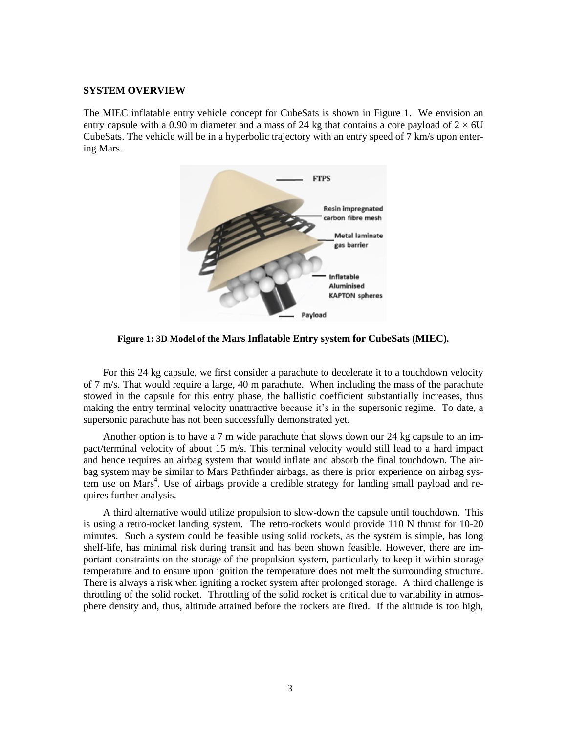## SYSTEM OVERVIEW

The MIEC inflatable entry vehicle concept for CubeSats is shown in Figure 1. We envision an entry capsule with a 0.90 m diameter and a mass of 24 kg that contains a core payload of $2 \times 6$U CubeSats. The vehicle will be in a hyperbolic trajectory with an entry speed of 7 km/s upon entering Mars.

**Figure 1: 3D Model of the Mars Inflatable Entry system for CubeSats (MIEC).**

For this 24 kg capsule, we first consider a parachute to decelerate it to a touchdown velocity of 7 m/s. That would require a large, 40 m parachute. When including the mass of the parachute stowed in the capsule for this entry phase, the ballistic coefficient substantially increases, thus making the entry terminal velocity unattractive because it's in the supersonic regime. To date, a supersonic parachute has not been successfully demonstrated yet.

Another option is to have a 7 m wide parachute that slows down our 24 kg capsule to an impact/terminal velocity of about 15 m/s. This terminal velocity would still lead to a hard impact and hence requires an airbag system that would inflate and absorb the final touchdown. The airbag system may be similar to Mars Pathfinder airbags, as there is prior experience on airbag system use on Mars[4]. Use of airbags provide a credible strategy for landing small payload and requires further analysis.

A third alternative would utilize propulsion to slow-down the capsule until touchdown. This is using a retro-rocket landing system. The retro-rockets would provide 110 N thrust for 10-20 minutes. Such a system could be feasible using solid rockets, as the system is simple, has long shelf-life, has minimal risk during transit and has been shown feasible. However, there are important constraints on the storage of the propulsion system, particularly to keep it within storage temperature and to ensure upon ignition the temperature does not melt the surrounding structure. There is always a risk when igniting a rocket system after prolonged storage. A third challenge is throttling of the solid rocket. Throttling of the solid rocket is critical due to variability in atmosphere density and, thus, altitude attained before the rockets are fired. If the altitude is too high,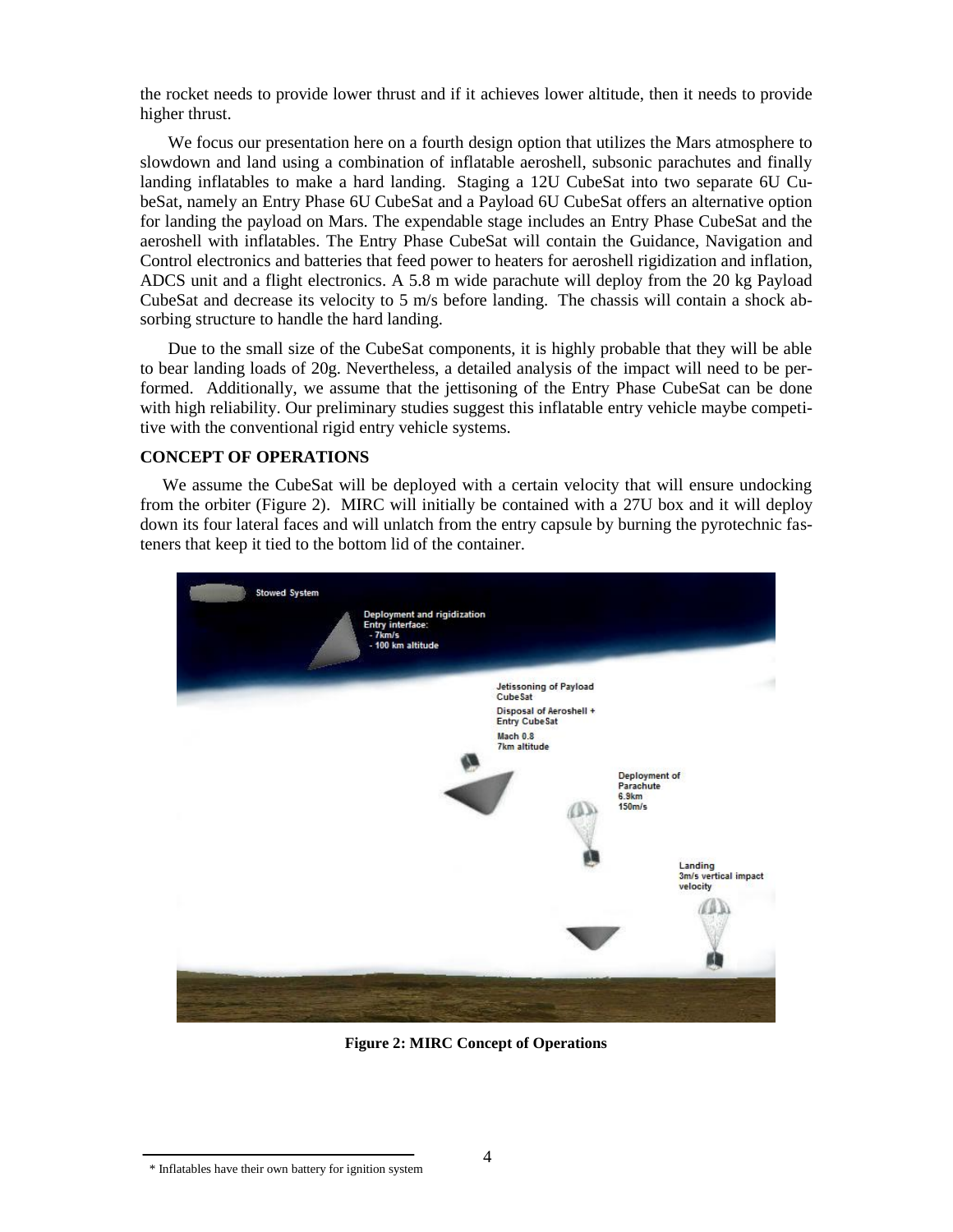the rocket needs to provide lower thrust and if it achieves lower altitude, then it needs to provide higher thrust.

We focus our presentation here on a fourth design option that utilizes the Mars atmosphere to slowdown and land using a combination of inflatable aeroshell, subsonic parachutes and finally landing inflatables to make a hard landing. Staging a 12U CubeSat into two separate 6U CubeSat, namely an Entry Phase 6U CubeSat and a Payload 6U CubeSat offers an alternative option for landing the payload on Mars. The expendable stage includes an Entry Phase CubeSat and the aeroshell with inflatables. The Entry Phase CubeSat will contain the Guidance, Navigation and Control electronics and batteries that feed power to heaters for aeroshell rigidization and inflation, ADCS unit and a flight electronics. A 5.8 m wide parachute will deploy from the 20 kg Payload CubeSat and decrease its velocity to 5 m/s before landing. The chassis will contain a shock absorbing structure to handle the hard landing.

Due to the small size of the CubeSat components, it is highly probable that they will be able to bear landing loads of 20g. Nevertheless, a detailed analysis of the impact will need to be performed. Additionally, we assume that the jettisoning of the Entry Phase CubeSat can be done with high reliability. Our preliminary studies suggest this inflatable entry vehicle maybe competitive with the conventional rigid entry vehicle systems.

## CONCEPT OF OPERATIONS

We assume the CubeSat will be deployed with a certain velocity that will ensure undocking from the orbiter (Figure 2). MIRC will initially be contained with a 27U box and it will deploy down its four lateral faces and will unlatch from the entry capsule by burning the pyrotechnic fasteners that keep it tied to the bottom lid of the container.

Stowed System

Deployment and rigidization
Entry interface:
- 7km/s
- 100 km altitude

Jetissoning of Payload CubeSat
Disposal of Aeroshell + Entry CubeSat
Mach 0.8
7km altitude

Deployment of Parachute
6.9km
150m/s

Landing
3m/s vertical impact velocity

**Figure 2: MIRC Concept of Operations**

* Inflatables have their own battery for ignition system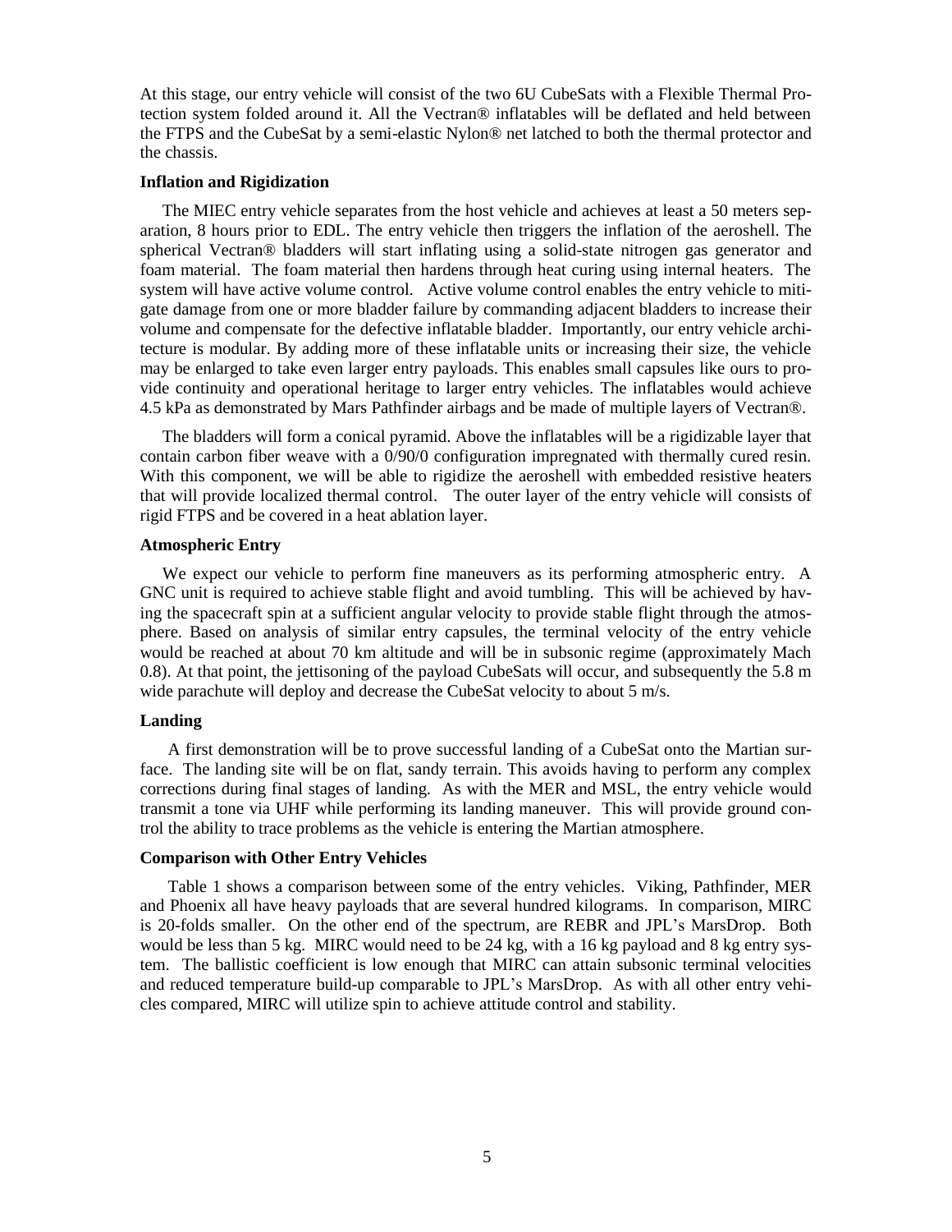At this stage, our entry vehicle will consist of the two 6U CubeSats with a Flexible Thermal Protection system folded around it. All the Vectran® inflatables will be deflated and held between the FTPS and the CubeSat by a semi-elastic Nylon® net latched to both the thermal protector and the chassis.

**Inflation and Rigidization**

The MIEC entry vehicle separates from the host vehicle and achieves at least a 50 meters separation, 8 hours prior to EDL. The entry vehicle then triggers the inflation of the aeroshell. The spherical Vectran® bladders will start inflating using a solid-state nitrogen gas generator and foam material. The foam material then hardens through heat curing using internal heaters. The system will have active volume control. Active volume control enables the entry vehicle to mitigate damage from one or more bladder failure by commanding adjacent bladders to increase their volume and compensate for the defective inflatable bladder. Importantly, our entry vehicle architecture is modular. By adding more of these inflatable units or increasing their size, the vehicle may be enlarged to take even larger entry payloads. This enables small capsules like ours to provide continuity and operational heritage to larger entry vehicles. The inflatables would achieve 4.5 kPa as demonstrated by Mars Pathfinder airbags and be made of multiple layers of Vectran®.

The bladders will form a conical pyramid. Above the inflatables will be a rigidizable layer that contain carbon fiber weave with a 0/90/0 configuration impregnated with thermally cured resin. With this component, we will be able to rigidize the aeroshell with embedded resistive heaters that will provide localized thermal control. The outer layer of the entry vehicle will consists of rigid FTPS and be covered in a heat ablation layer.

**Atmospheric Entry**

We expect our vehicle to perform fine maneuvers as its performing atmospheric entry. A GNC unit is required to achieve stable flight and avoid tumbling. This will be achieved by having the spacecraft spin at a sufficient angular velocity to provide stable flight through the atmosphere. Based on analysis of similar entry capsules, the terminal velocity of the entry vehicle would be reached at about 70 km altitude and will be in subsonic regime (approximately Mach 0.8). At that point, the jettisoning of the payload CubeSats will occur, and subsequently the 5.8 m wide parachute will deploy and decrease the CubeSat velocity to about 5 m/s.

**Landing**

A first demonstration will be to prove successful landing of a CubeSat onto the Martian surface. The landing site will be on flat, sandy terrain. This avoids having to perform any complex corrections during final stages of landing. As with the MER and MSL, the entry vehicle would transmit a tone via UHF while performing its landing maneuver. This will provide ground control the ability to trace problems as the vehicle is entering the Martian atmosphere.

**Comparison with Other Entry Vehicles**

Table 1 shows a comparison between some of the entry vehicles. Viking, Pathfinder, MER and Phoenix all have heavy payloads that are several hundred kilograms. In comparison, MIRC is 20-folds smaller. On the other end of the spectrum, are REBR and JPL's MarsDrop. Both would be less than 5 kg. MIRC would need to be 24 kg, with a 16 kg payload and 8 kg entry system. The ballistic coefficient is low enough that MIRC can attain subsonic terminal velocities and reduced temperature build-up comparable to JPL's MarsDrop. As with all other entry vehicles compared, MIRC will utilize spin to achieve attitude control and stability.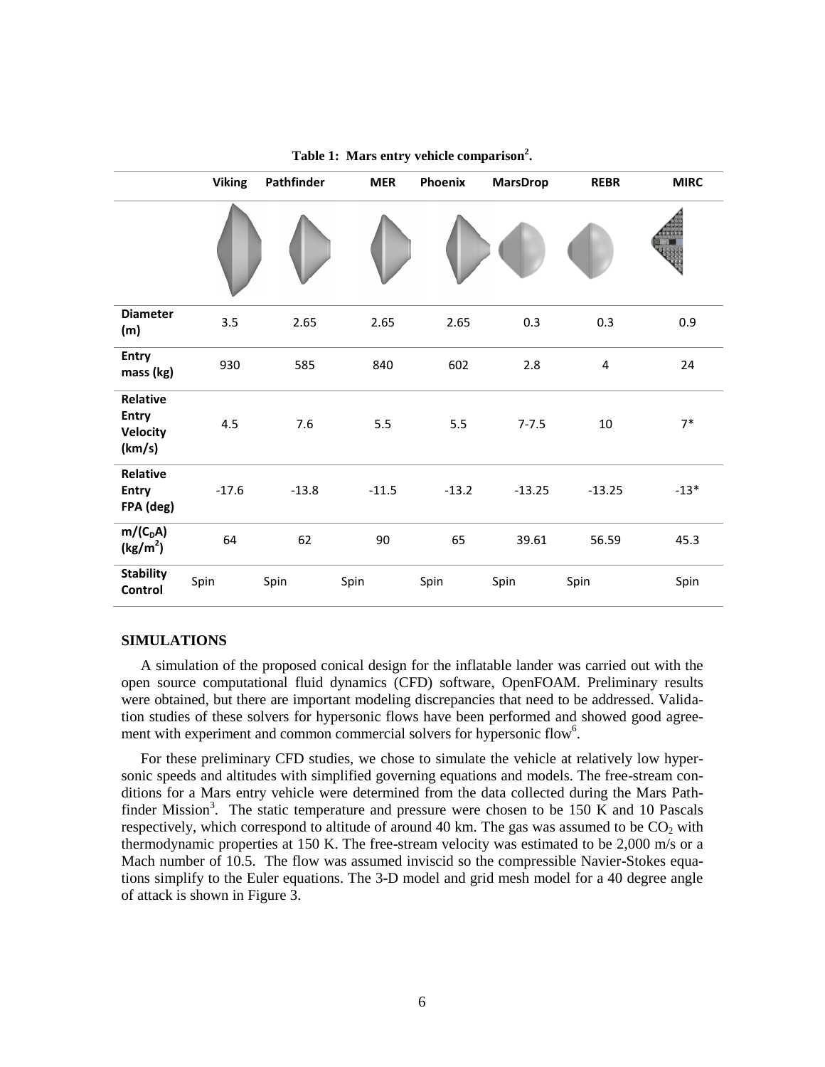**Table 1: Mars entry vehicle comparison[2].**

| | Viking | Pathfinder | MER | Phoenix | MarsDrop | REBR | MIRC |
|---|---|---|---|---|---|---|---|
| | | | | | | | |
| **Diameter (m)** | 3.5 | 2.65 | 2.65 | 2.65 | 0.3 | 0.3 | 0.9 |
| **Entry mass (kg)** | 930 | 585 | 840 | 602 | 2.8 | 4 | 24 |
| **Relative Entry Velocity (km/s)** | 4.5 | 7.6 | 5.5 | 5.5 | 7-7.5 | 10 | 7* |
| **Relative Entry FPA (deg)** | -17.6 | -13.8 | -11.5 | -13.2 | -13.25 | -13.25 | -13* |
| **$m/(C_DA)$ ($kg/m^2$)** | 64 | 62 | 90 | 65 | 39.61 | 56.59 | 45.3 |
| **Stability Control** | Spin | Spin | Spin | Spin | Spin | Spin | Spin |

## SIMULATIONS

A simulation of the proposed conical design for the inflatable lander was carried out with the open source computational fluid dynamics (CFD) software, OpenFOAM. Preliminary results were obtained, but there are important modeling discrepancies that need to be addressed. Validation studies of these solvers for hypersonic flows have been performed and showed good agreement with experiment and common commercial solvers for hypersonic flow[6].

For these preliminary CFD studies, we chose to simulate the vehicle at relatively low hypersonic speeds and altitudes with simplified governing equations and models. The free-stream conditions for a Mars entry vehicle were determined from the data collected during the Mars Pathfinder Mission[3]. The static temperature and pressure were chosen to be 150 K and 10 Pascals respectively, which correspond to altitude of around 40 km. The gas was assumed to be $CO_2$ with thermodynamic properties at 150 K. The free-stream velocity was estimated to be 2,000 m/s or a Mach number of 10.5. The flow was assumed inviscid so the compressible Navier-Stokes equations simplify to the Euler equations. The 3-D model and grid mesh model for a 40 degree angle of attack is shown in Figure 3.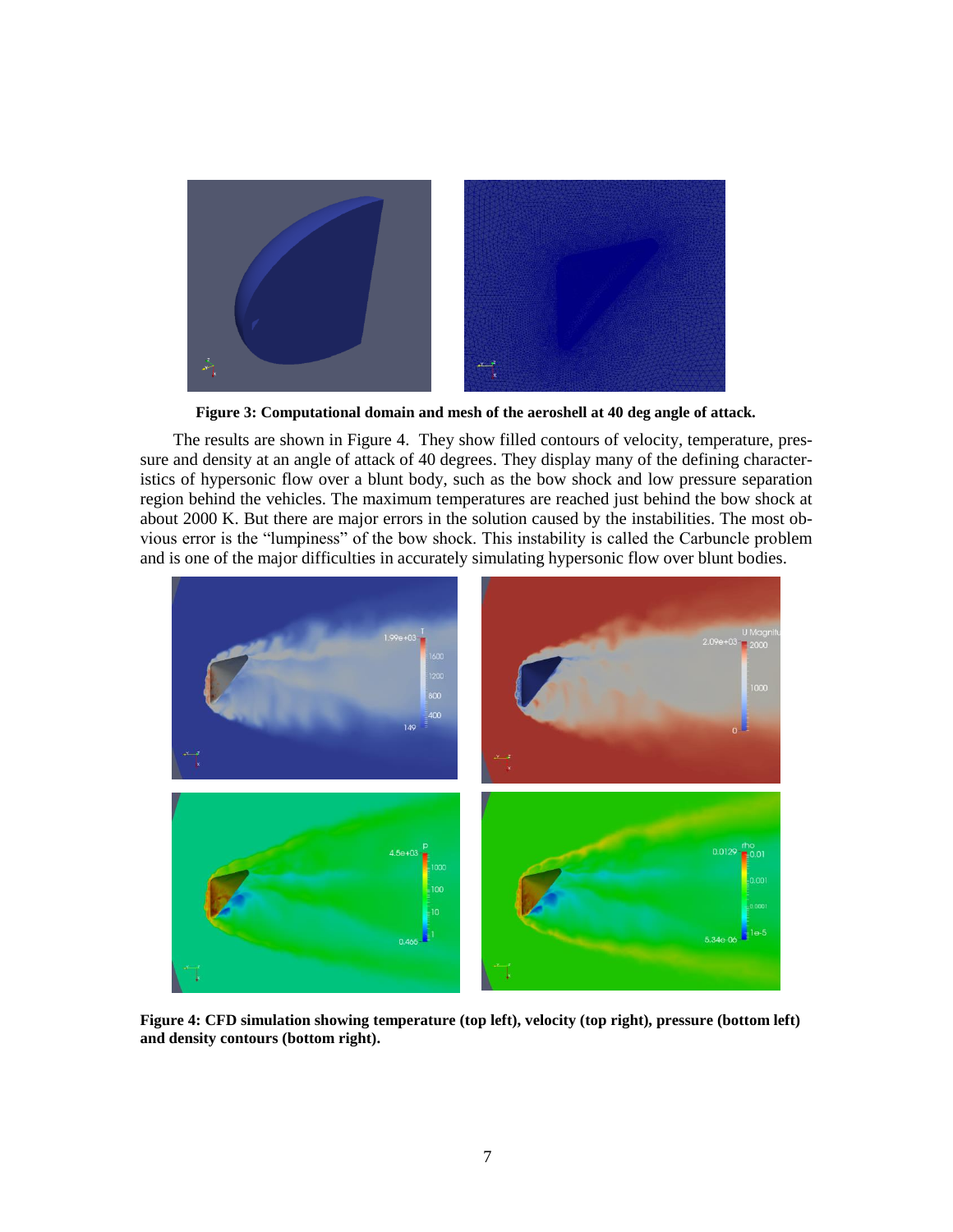**Figure 3: Computational domain and mesh of the aeroshell at 40 deg angle of attack.**

The results are shown in Figure 4. They show filled contours of velocity, temperature, pressure and density at an angle of attack of 40 degrees. They display many of the defining characteristics of hypersonic flow over a blunt body, such as the bow shock and low pressure separation region behind the vehicles. The maximum temperatures are reached just behind the bow shock at about 2000 K. But there are major errors in the solution caused by the instabilities. The most obvious error is the "lumpiness" of the bow shock. This instability is called the Carbuncle problem and is one of the major difficulties in accurately simulating hypersonic flow over blunt bodies.

**Figure 4: CFD simulation showing temperature (top left), velocity (top right), pressure (bottom left) and density contours (bottom right).**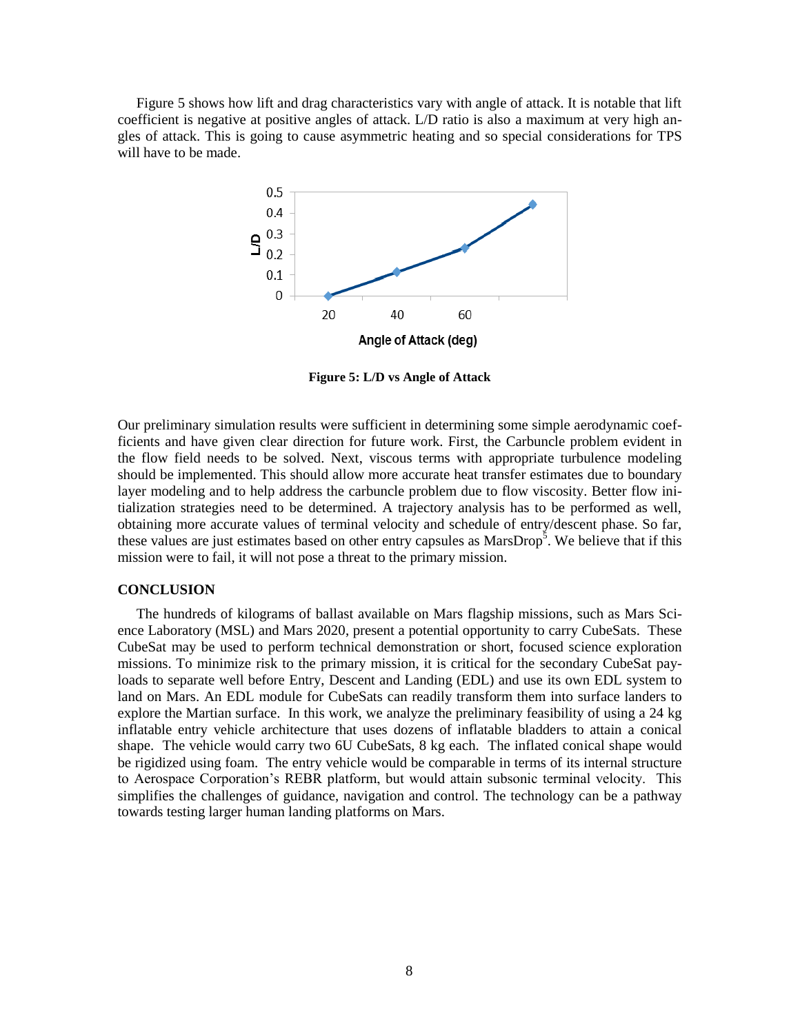Figure 5 shows how lift and drag characteristics vary with angle of attack. It is notable that lift coefficient is negative at positive angles of attack. L/D ratio is also a maximum at very high angles of attack. This is going to cause asymmetric heating and so special considerations for TPS will have to be made.

**Figure 5: L/D vs Angle of Attack**

Our preliminary simulation results were sufficient in determining some simple aerodynamic coefficients and have given clear direction for future work. First, the Carbuncle problem evident in the flow field needs to be solved. Next, viscous terms with appropriate turbulence modeling should be implemented. This should allow more accurate heat transfer estimates due to boundary layer modeling and to help address the carbuncle problem due to flow viscosity. Better flow initialization strategies need to be determined. A trajectory analysis has to be performed as well, obtaining more accurate values of terminal velocity and schedule of entry/descent phase. So far, these values are just estimates based on other entry capsules as MarsDrop[5]. We believe that if this mission were to fail, it will not pose a threat to the primary mission.

## CONCLUSION

The hundreds of kilograms of ballast available on Mars flagship missions, such as Mars Science Laboratory (MSL) and Mars 2020, present a potential opportunity to carry CubeSats. These CubeSat may be used to perform technical demonstration or short, focused science exploration missions. To minimize risk to the primary mission, it is critical for the secondary CubeSat payloads to separate well before Entry, Descent and Landing (EDL) and use its own EDL system to land on Mars. An EDL module for CubeSats can readily transform them into surface landers to explore the Martian surface. In this work, we analyze the preliminary feasibility of using a 24 kg inflatable entry vehicle architecture that uses dozens of inflatable bladders to attain a conical shape. The vehicle would carry two 6U CubeSats, 8 kg each. The inflated conical shape would be rigidized using foam. The entry vehicle would be comparable in terms of its internal structure to Aerospace Corporation's REBR platform, but would attain subsonic terminal velocity. This simplifies the challenges of guidance, navigation and control. The technology can be a pathway towards testing larger human landing platforms on Mars.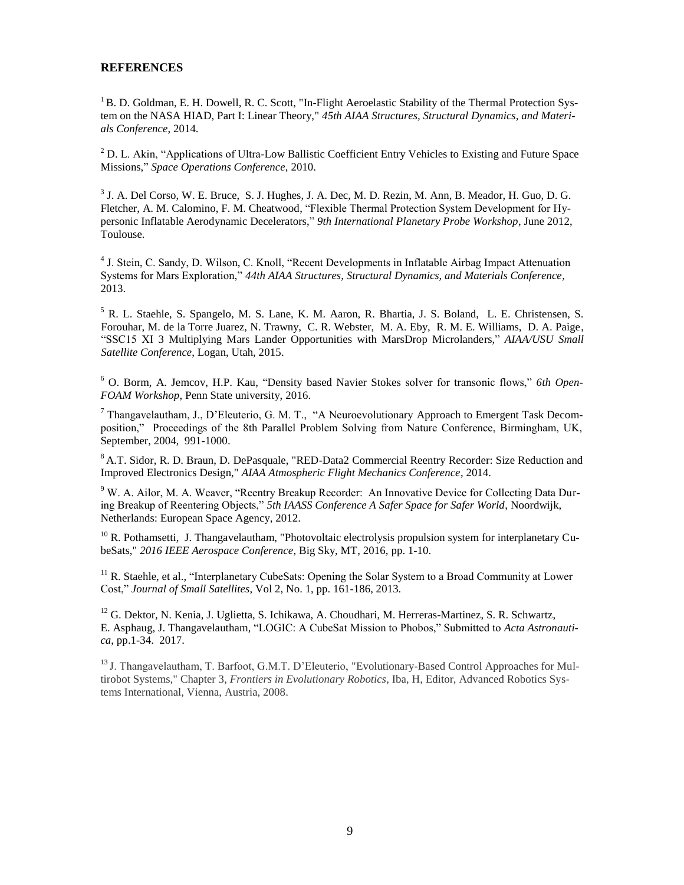## REFERENCES

[1] B. D. Goldman, E. H. Dowell, R. C. Scott, "In-Flight Aeroelastic Stability of the Thermal Protection System on the NASA HIAD, Part I: Linear Theory," *45th AIAA Structures, Structural Dynamics, and Materials Conference*, 2014.

[2] D. L. Akin, "Applications of Ultra-Low Ballistic Coefficient Entry Vehicles to Existing and Future Space Missions," *Space Operations Conference*, 2010.

[3] J. A. Del Corso, W. E. Bruce, S. J. Hughes, J. A. Dec, M. D. Rezin, M. Ann, B. Meador, H. Guo, D. G. Fletcher, A. M. Calomino, F. M. Cheatwood, "Flexible Thermal Protection System Development for Hypersonic Inflatable Aerodynamic Decelerators," *9th International Planetary Probe Workshop*, June 2012, Toulouse.

[4] J. Stein, C. Sandy, D. Wilson, C. Knoll, "Recent Developments in Inflatable Airbag Impact Attenuation Systems for Mars Exploration," *44th AIAA Structures, Structural Dynamics, and Materials Conference*, 2013.

[5] R. L. Staehle, S. Spangelo, M. S. Lane, K. M. Aaron, R. Bhartia, J. S. Boland, L. E. Christensen, S. Forouhar, M. de la Torre Juarez, N. Trawny, C. R. Webster, M. A. Eby, R. M. E. Williams, D. A. Paige, "SSC15 XI 3 Multiplying Mars Lander Opportunities with MarsDrop Microlanders," *AIAA/USU Small Satellite Conference*, Logan, Utah, 2015.

[6] O. Borm, A. Jemcov, H.P. Kau, "Density based Navier Stokes solver for transonic flows," *6th OpenFOAM Workshop*, Penn State university, 2016.

[7] Thangavelautham, J., D'Eleuterio, G. M. T., "A Neuroevolutionary Approach to Emergent Task Decomposition," Proceedings of the 8th Parallel Problem Solving from Nature Conference, Birmingham, UK, September, 2004, 991-1000.

[8] A.T. Sidor, R. D. Braun, D. DePasquale, "RED-Data2 Commercial Reentry Recorder: Size Reduction and Improved Electronics Design," *AIAA Atmospheric Flight Mechanics Conference*, 2014.

[9] W. A. Ailor, M. A. Weaver, "Reentry Breakup Recorder: An Innovative Device for Collecting Data During Breakup of Reentering Objects," *5th IAASS Conference A Safer Space for Safer World*, Noordwijk, Netherlands: European Space Agency, 2012.

[10] R. Pothamsetti, J. Thangavelautham, "Photovoltaic electrolysis propulsion system for interplanetary CubeSats," *2016 IEEE Aerospace Conference*, Big Sky, MT, 2016, pp. 1-10.

[11] R. Staehle, et al., "Interplanetary CubeSats: Opening the Solar System to a Broad Community at Lower Cost," *Journal of Small Satellites*, Vol 2, No. 1, pp. 161-186, 2013.

[12] G. Dektor, N. Kenia, J. Uglietta, S. Ichikawa, A. Choudhari, M. Herreras-Martinez, S. R. Schwartz, E. Asphaug, J. Thangavelautham, "LOGIC: A CubeSat Mission to Phobos," Submitted to *Acta Astronautica*, pp.1-34. 2017.

[13] J. Thangavelautham, T. Barfoot, G.M.T. D'Eleuterio, "Evolutionary-Based Control Approaches for Multirobot Systems," Chapter 3, *Frontiers in Evolutionary Robotics*, Iba, H, Editor, Advanced Robotics Systems International, Vienna, Austria, 2008.